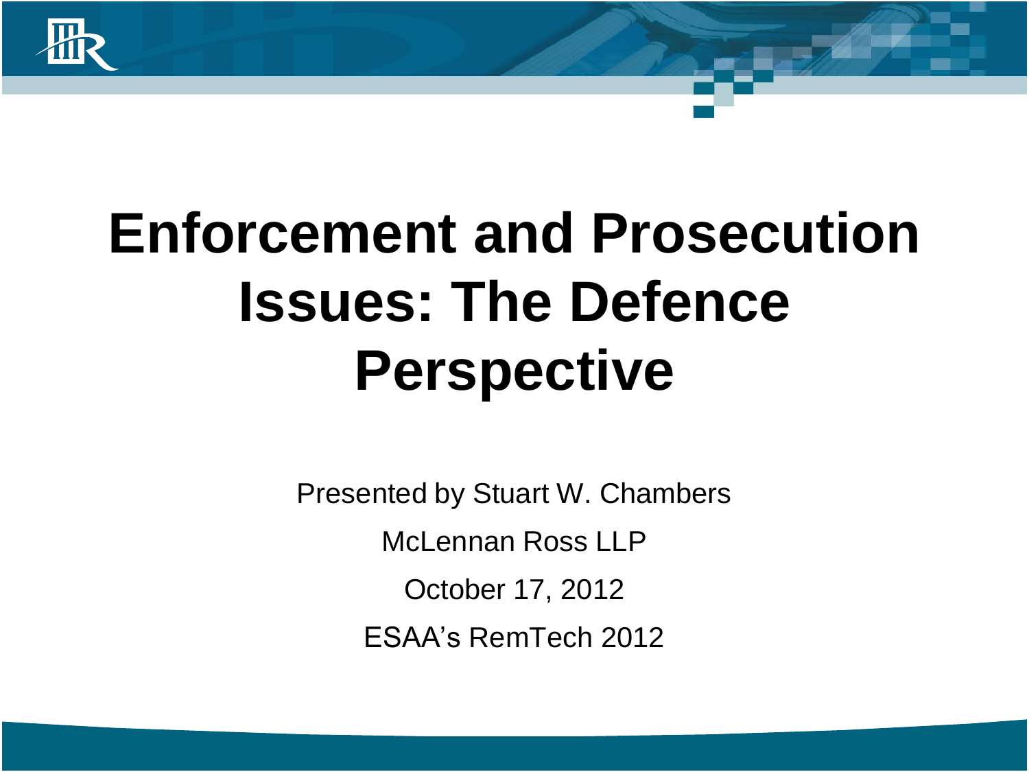# Enforcement and Prosecution Issues: The Defence Perspective

Presented by Stuart W. Chambers

McLennan Ross LLP

October 17, 2012

ESAA's RemTech 2012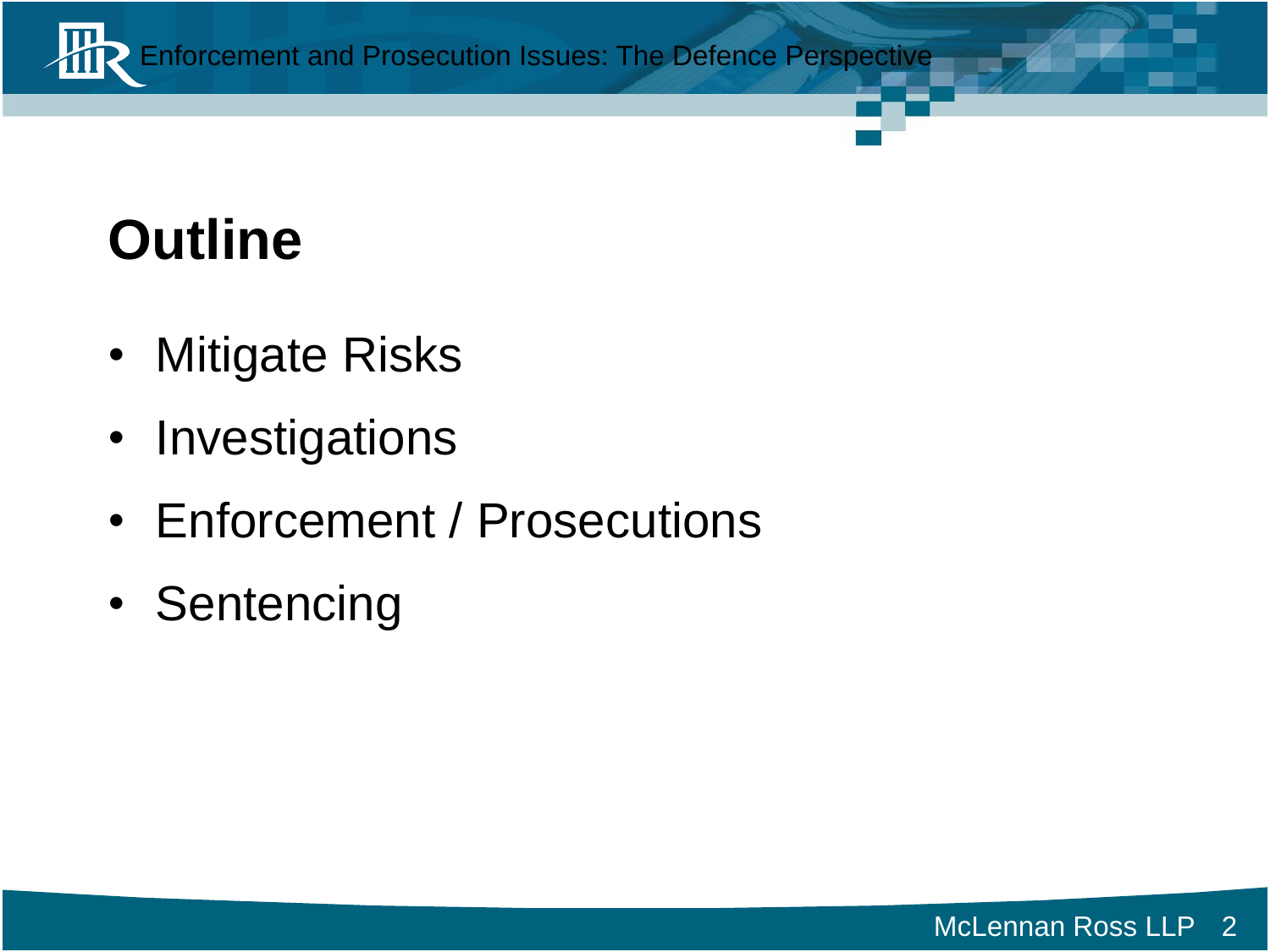# Outline

- Mitigate Risks
- Investigations
- Enforcement / Prosecutions
- Sentencing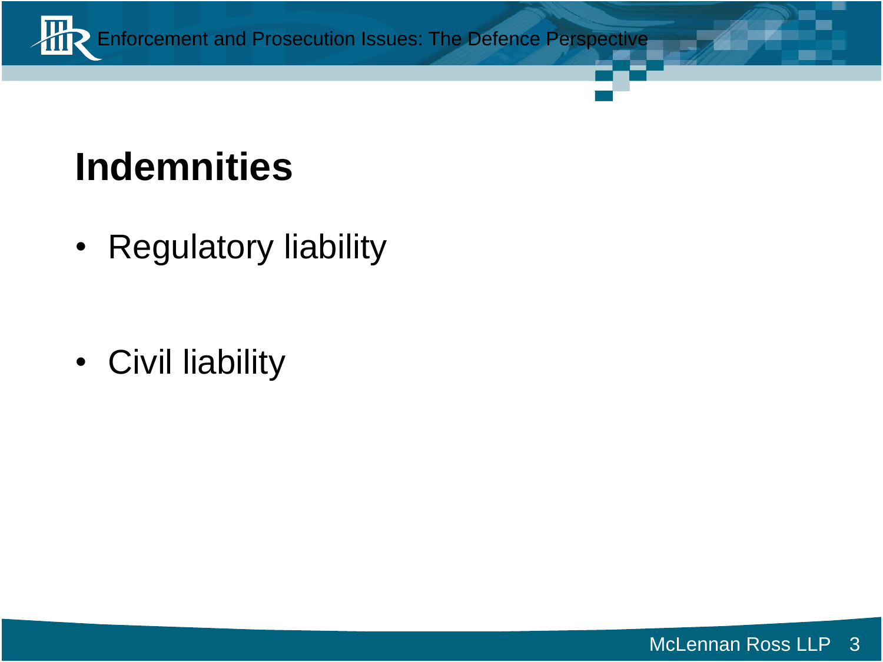# Indemnities

- Regulatory liability
- Civil liability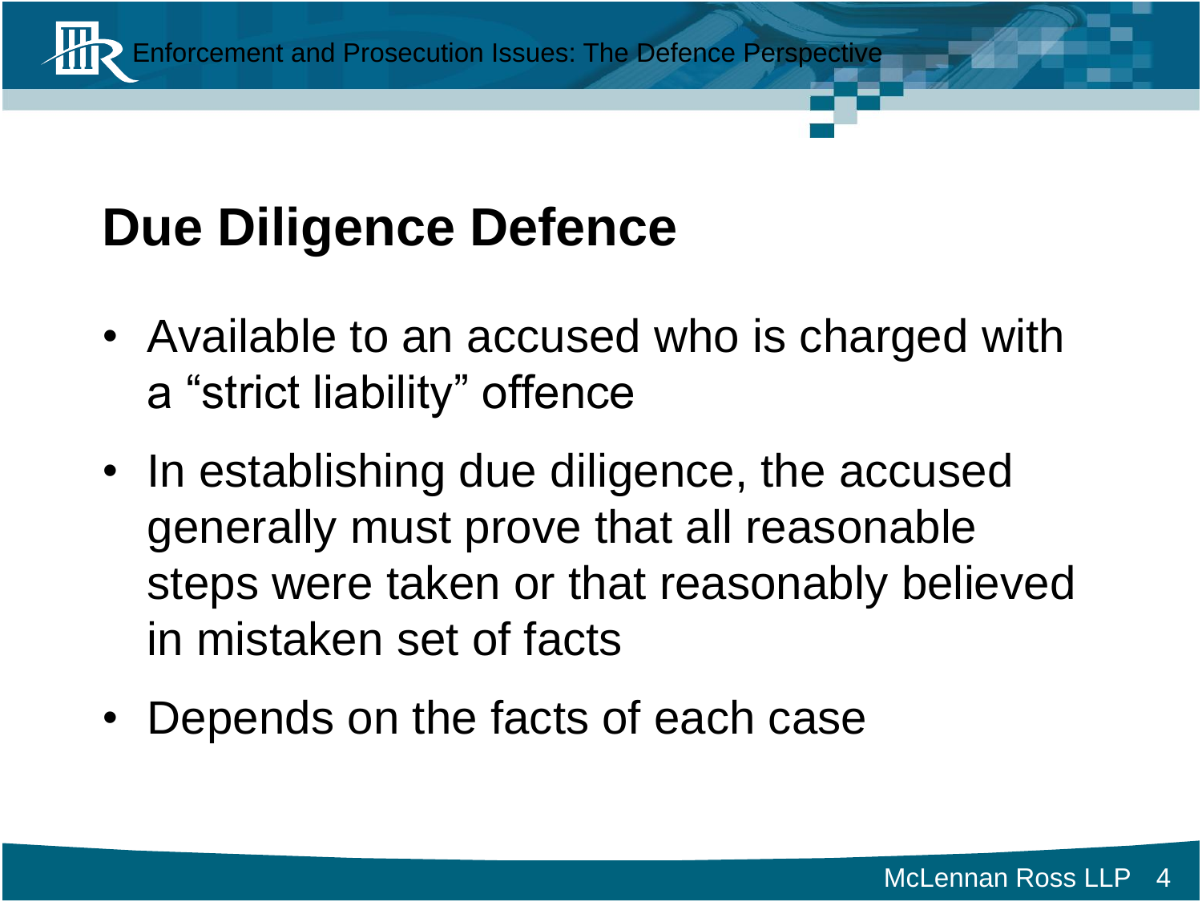# Due Diligence Defence

- Available to an accused who is charged with a “strict liability” offence
- In establishing due diligence, the accused generally must prove that all reasonable steps were taken or that reasonably believed in mistaken set of facts
- Depends on the facts of each case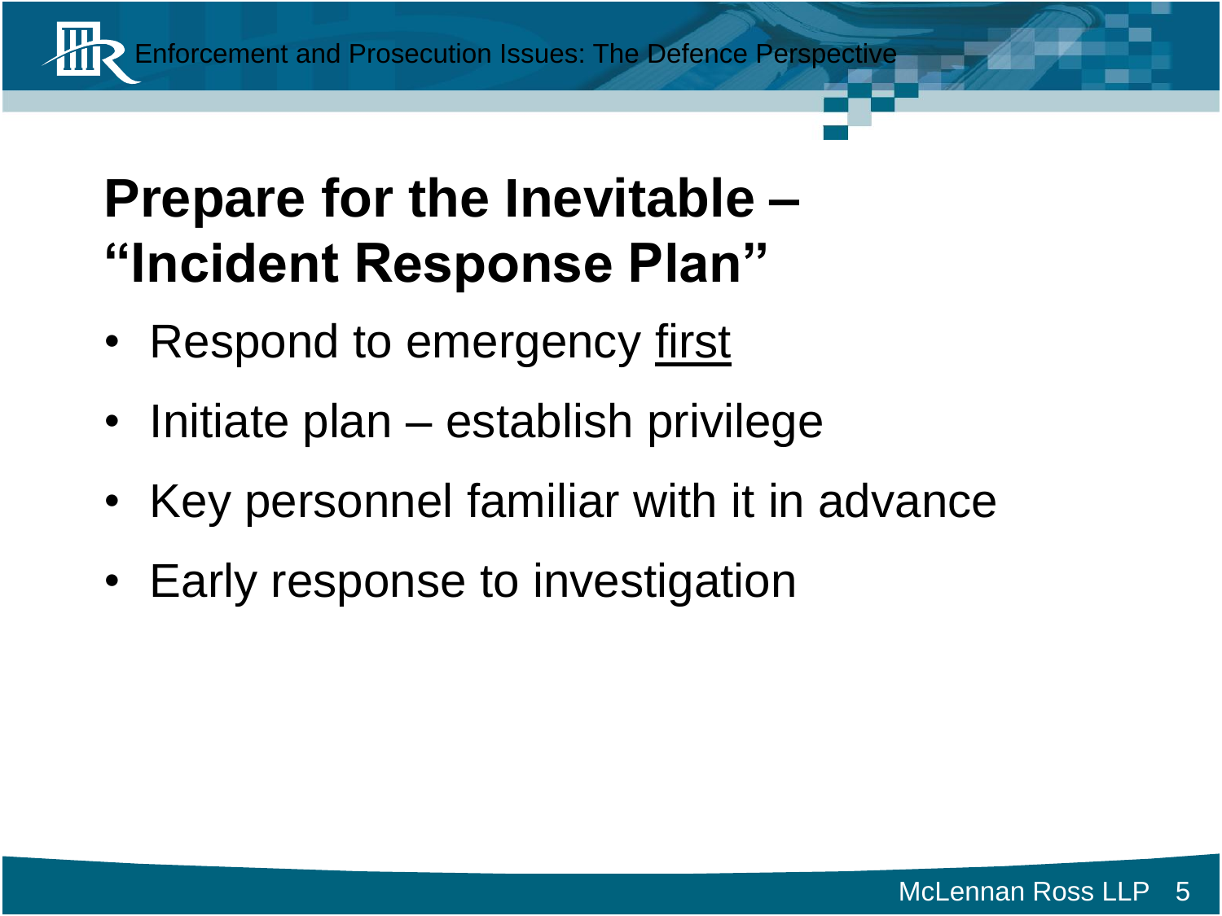# Prepare for the Inevitable – "Incident Response Plan"

- Respond to emergency <u>first</u>
- Initiate plan – establish privilege
- Key personnel familiar with it in advance
- Early response to investigation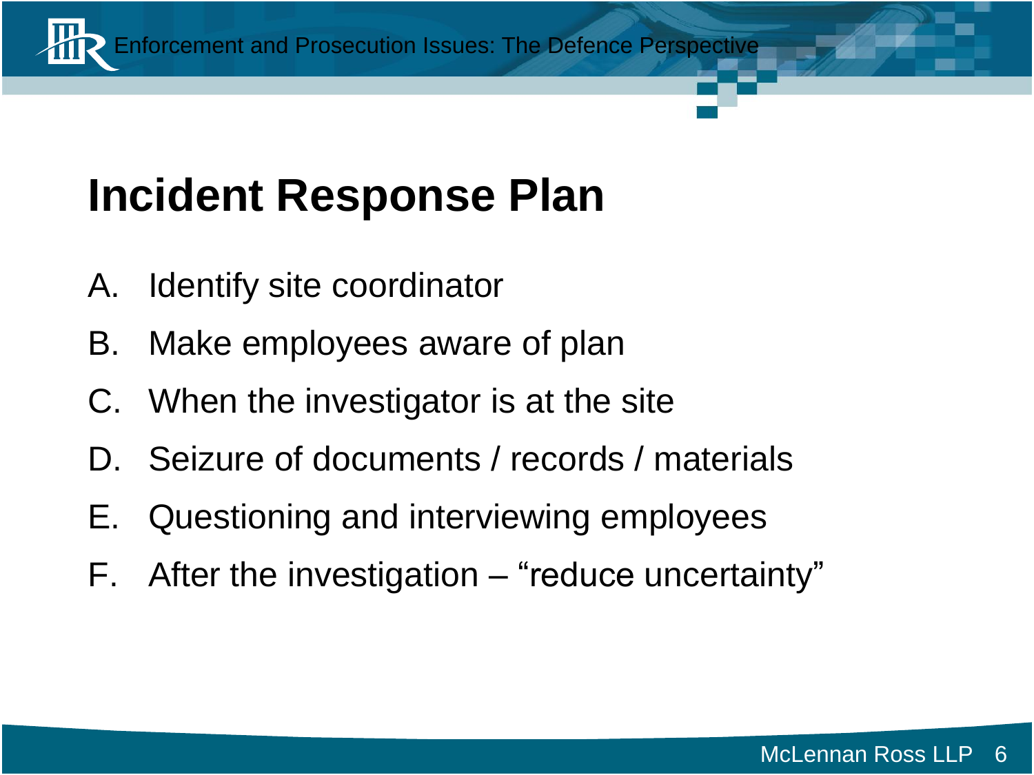# Incident Response Plan

A. Identify site coordinator
B. Make employees aware of plan
C. When the investigator is at the site
D. Seizure of documents / records / materials
E. Questioning and interviewing employees
F. After the investigation – "reduce uncertainty"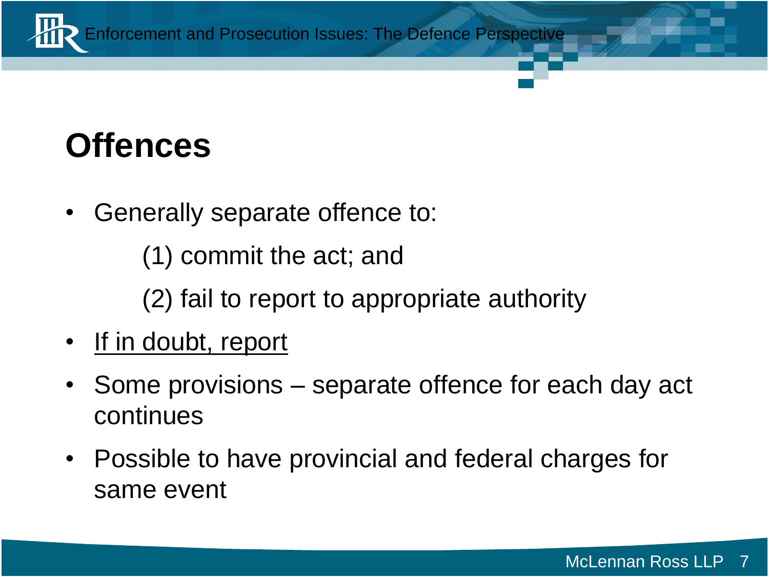# Offences

- Generally separate offence to:

  (1) commit the act; and

  (2) fail to report to appropriate authority

- <u>If in doubt, report</u>
- Some provisions – separate offence for each day act continues
- Possible to have provincial and federal charges for same event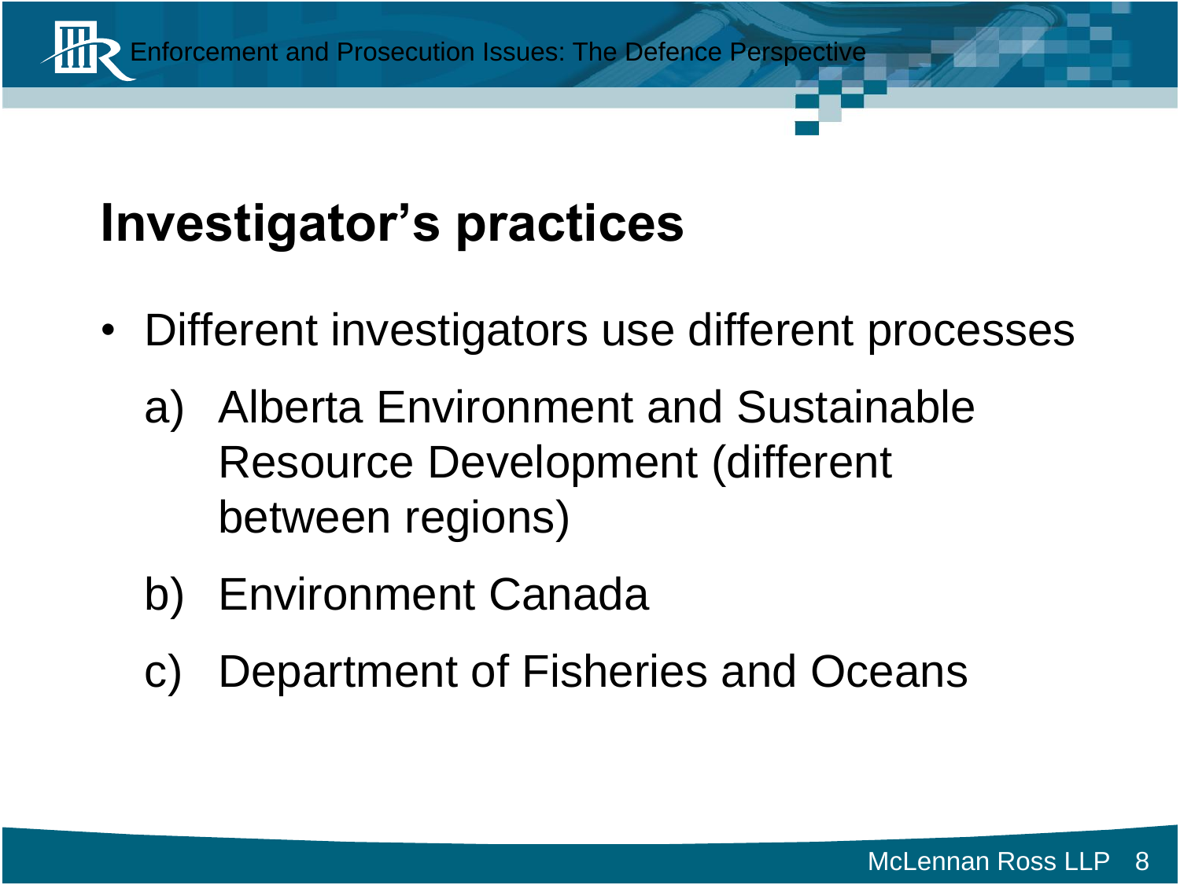# Investigator's practices

- Different investigators use different processes
  a) Alberta Environment and Sustainable Resource Development (different between regions)
  b) Environment Canada
  c) Department of Fisheries and Oceans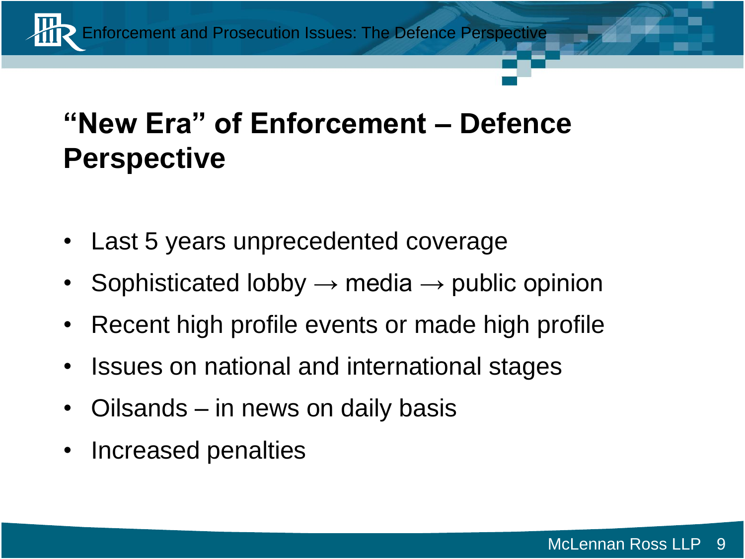## "New Era" of Enforcement – Defence Perspective

- Last 5 years unprecedented coverage
- Sophisticated lobby → media → public opinion
- Recent high profile events or made high profile
- Issues on national and international stages
- Oilsands – in news on daily basis
- Increased penalties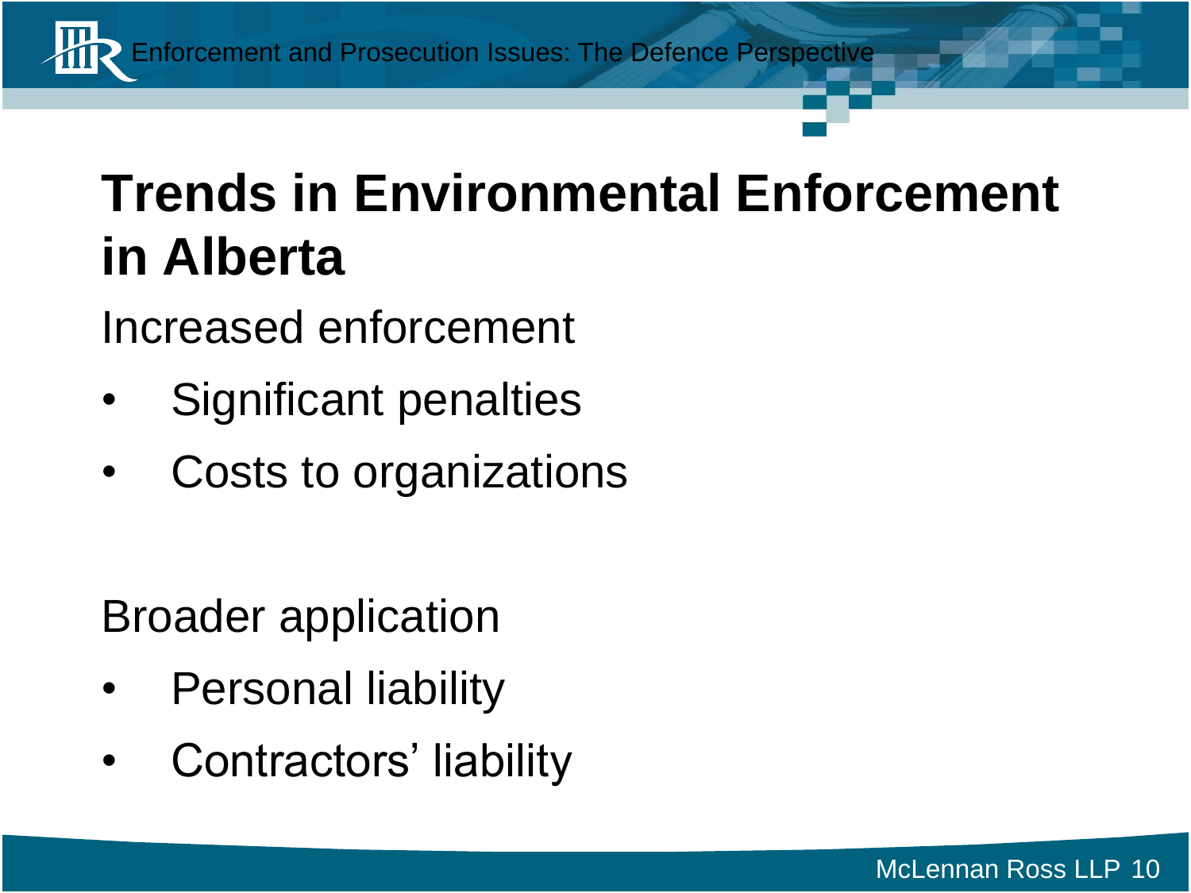# Trends in Environmental Enforcement in Alberta

Increased enforcement

- Significant penalties
- Costs to organizations

Broader application

- Personal liability
- Contractors' liability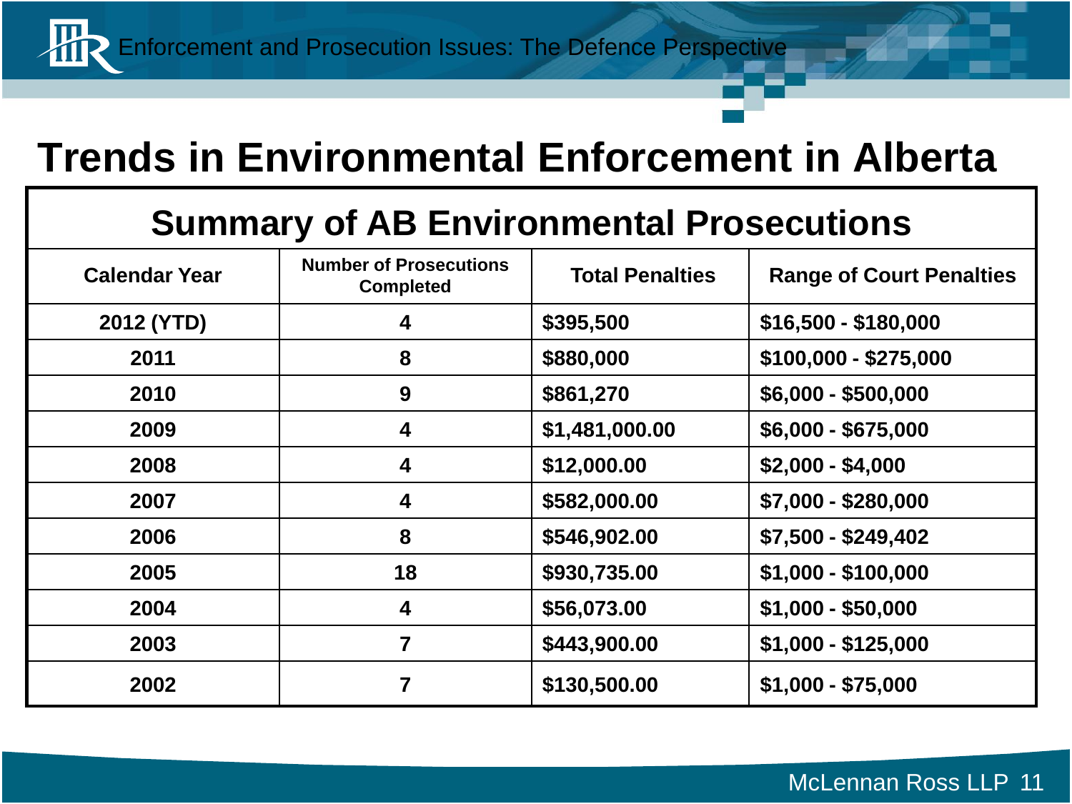# Trends in Environmental Enforcement in Alberta

| Summary of AB Environmental Prosecutions | | | |
|---|---|---|---|
| **Calendar Year** | **Number of Prosecutions Completed** | **Total Penalties** | **Range of Court Penalties** |
| 2012 (YTD) | 4 | $395,500 | $16,500 - $180,000 |
| 2011 | 8 | $880,000 | $100,000 - $275,000 |
| 2010 | 9 | $861,270 | $6,000 - $500,000 |
| 2009 | 4 | $1,481,000.00 | $6,000 - $675,000 |
| 2008 | 4 | $12,000.00 | $2,000 - $4,000 |
| 2007 | 4 | $582,000.00 | $7,000 - $280,000 |
| 2006 | 8 | $546,902.00 | $7,500 - $249,402 |
| 2005 | 18 | $930,735.00 | $1,000 - $100,000 |
| 2004 | 4 | $56,073.00 | $1,000 - $50,000 |
| 2003 | 7 | $443,900.00 | $1,000 - $125,000 |
| 2002 | 7 | $130,500.00 | $1,000 - $75,000 |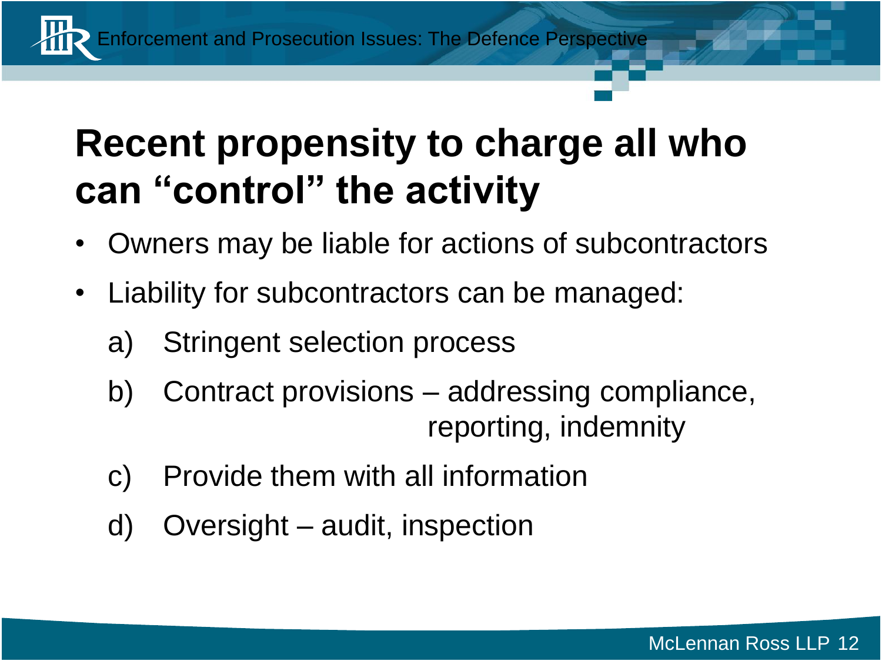# Recent propensity to charge all who can "control" the activity

- Owners may be liable for actions of subcontractors
- Liability for subcontractors can be managed:
  - a) Stringent selection process
  - b) Contract provisions – addressing compliance, reporting, indemnity
  - c) Provide them with all information
  - d) Oversight – audit, inspection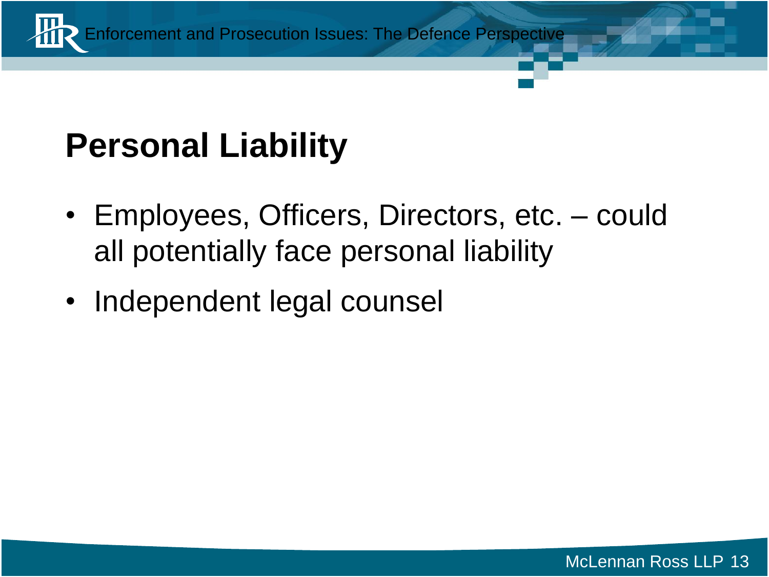# Personal Liability

- Employees, Officers, Directors, etc. – could all potentially face personal liability
- Independent legal counsel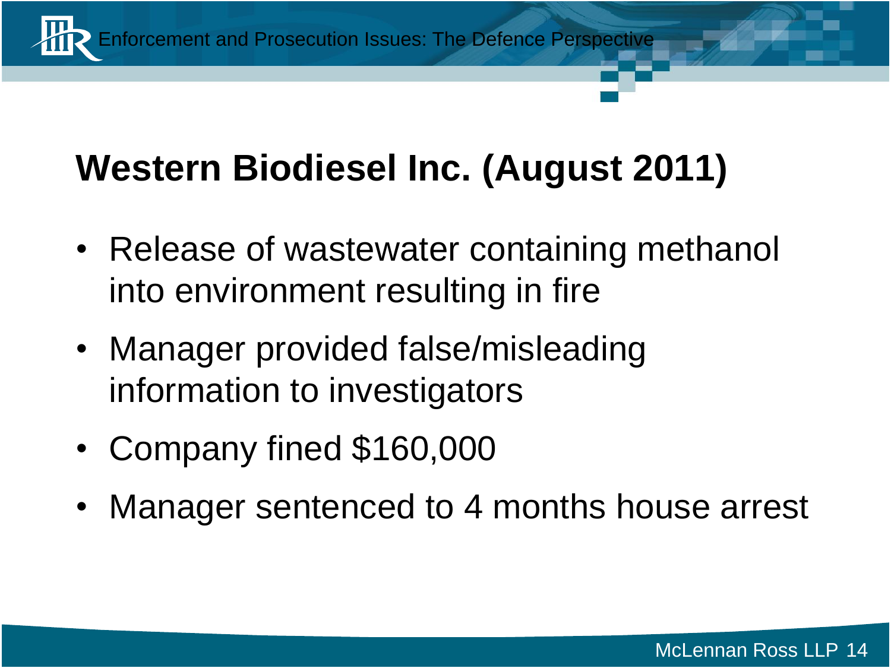# Western Biodiesel Inc. (August 2011)

- Release of wastewater containing methanol into environment resulting in fire
- Manager provided false/misleading information to investigators
- Company fined $160,000
- Manager sentenced to 4 months house arrest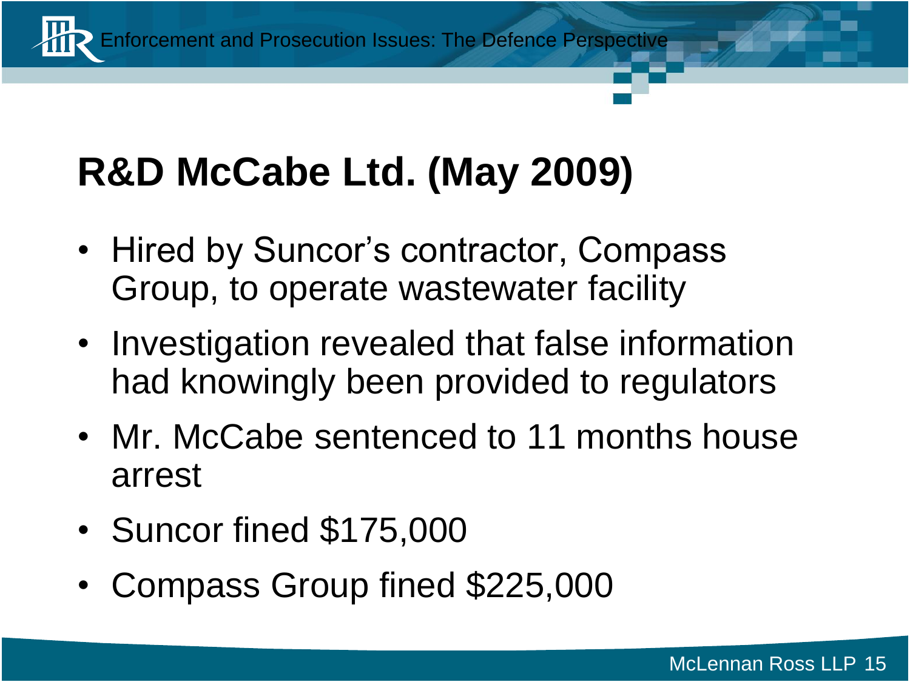# R&D McCabe Ltd. (May 2009)

- Hired by Suncor's contractor, Compass Group, to operate wastewater facility
- Investigation revealed that false information had knowingly been provided to regulators
- Mr. McCabe sentenced to 11 months house arrest
- Suncor fined $175,000
- Compass Group fined $225,000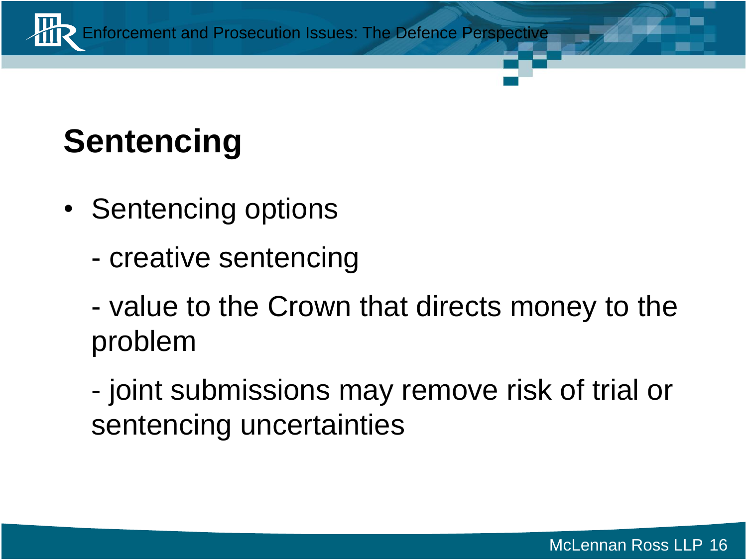# Sentencing

- Sentencing options

  - creative sentencing

  - value to the Crown that directs money to the problem

  - joint submissions may remove risk of trial or sentencing uncertainties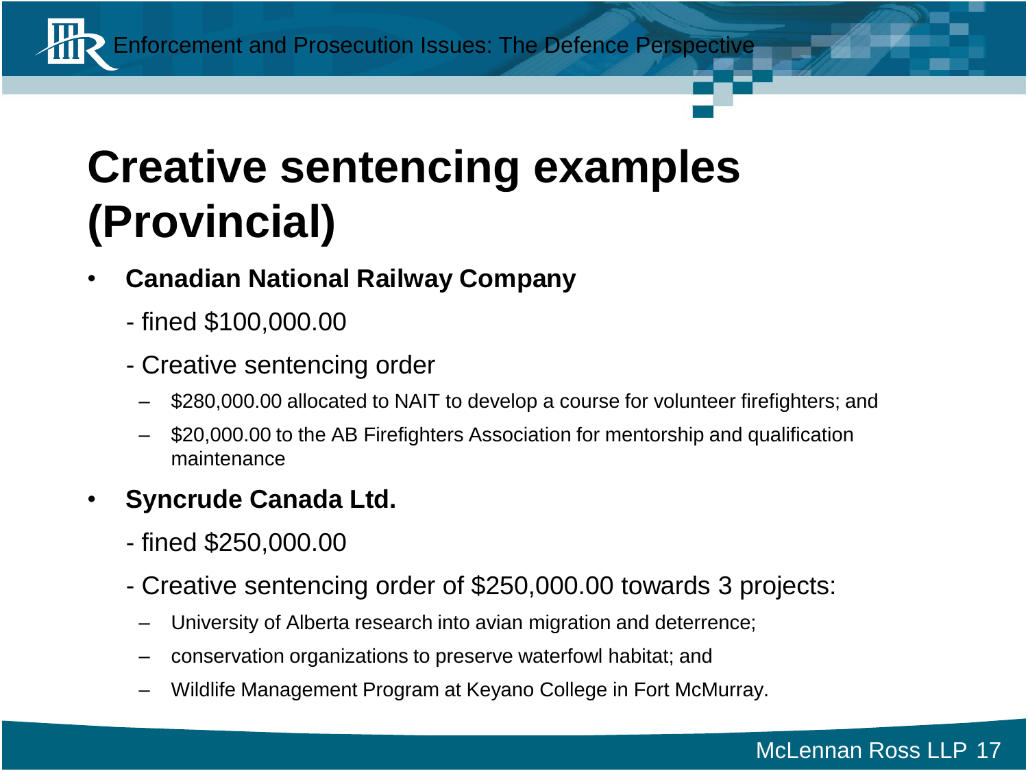# Creative sentencing examples (Provincial)

- **Canadian National Railway Company**
  - fined $100,000.00
  - Creative sentencing order
    - $280,000.00 allocated to NAIT to develop a course for volunteer firefighters; and
    - $20,000.00 to the AB Firefighters Association for mentorship and qualification maintenance
- **Syncrude Canada Ltd.**
  - fined $250,000.00
  - Creative sentencing order of $250,000.00 towards 3 projects:
    - University of Alberta research into avian migration and deterrence;
    - conservation organizations to preserve waterfowl habitat; and
    - Wildlife Management Program at Keyano College in Fort McMurray.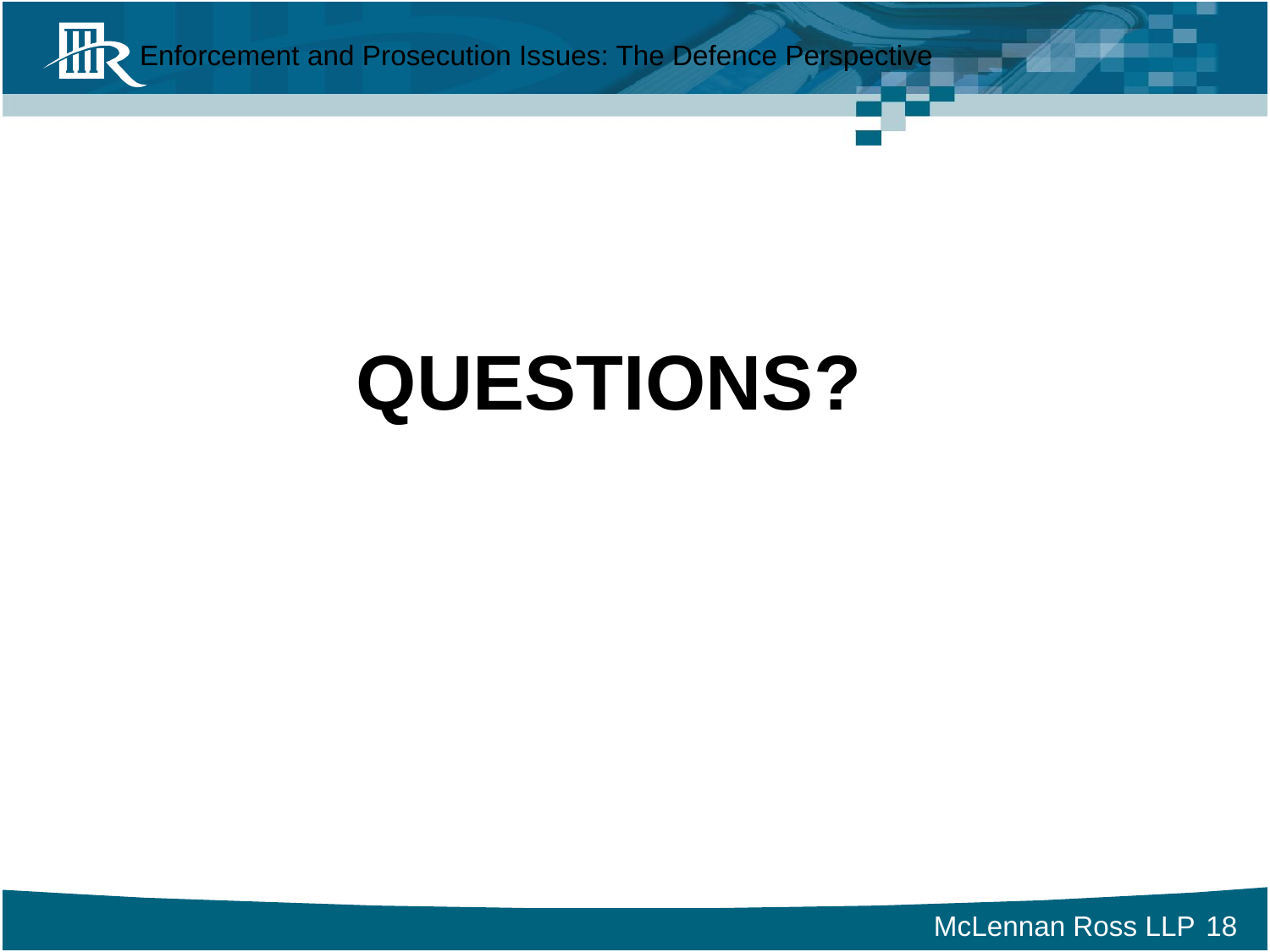# QUESTIONS?